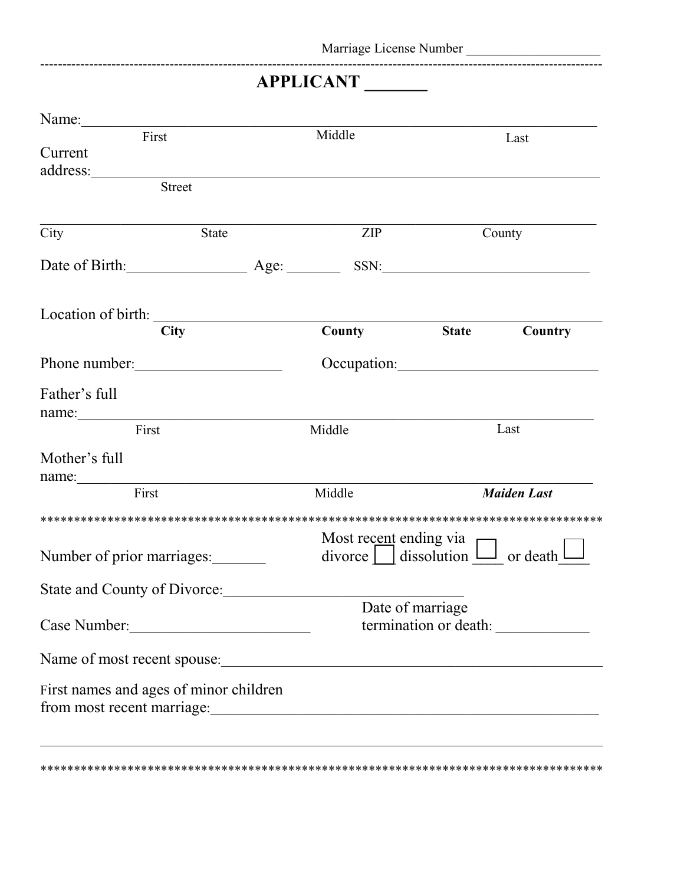Marriage License Number ___________________

---

# APPLICANT ______

Name: ________________________________________________________________
First | Middle | Last

Current address: ________________________________________________________
Street

________________________________________________________________________
City | State | ZIP | County

Date of Birth: _______________ Age: _______ SSN: ___________________________

Location of birth: ______________________________________________________
**City** | **County** | **State** | **Country**

Phone number: __________________ Occupation: _________________________

Father's full name: ______________________________________________________
First | Middle | Last

Mother's full name: _____________________________________________________
First | Middle | ***Maiden Last***

****************************************************************************************

Number of prior marriages: _______ Most recent ending via divorce ☐ dissolution ☐ or death ☐

State and County of Divorce: ______________________________

Case Number: ______________________ Date of marriage termination or death: ____________

Name of most recent spouse: ________________________________________________

First names and ages of minor children from most recent marriage: ___________________________________________

________________________________________________________________________

****************************************************************************************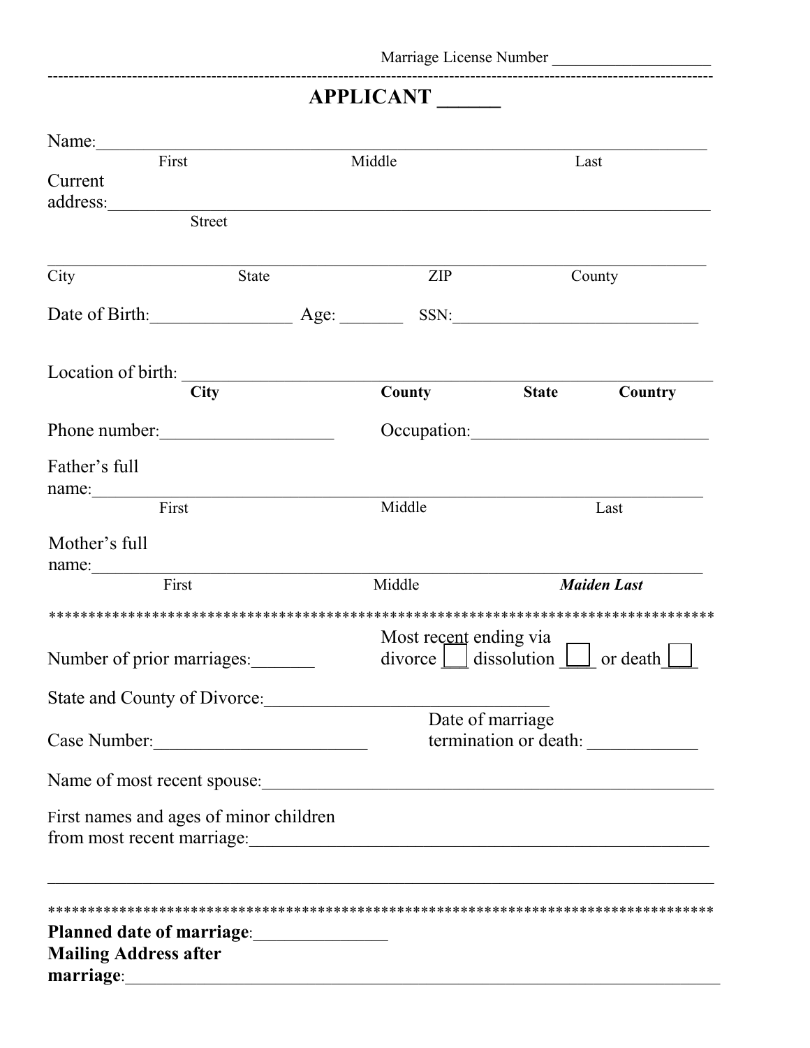Marriage License Number ___________________

---

# APPLICANT ______

Name: ______________________________________________________________
First Middle Last

Current address: ______________________________________________________
Street

______________________________________________________________
City State ZIP County

Date of Birth: _______________ Age: _______ SSN: ___________________________

Location of birth: ______________________________________________________
**City** **County** **State** **Country**

Phone number: __________________ Occupation: _________________________

Father's full name: ______________________________________________________
First Middle Last

Mother's full name: _____________________________________________________
First Middle ***Maiden Last***

************************************************************************************

Number of prior marriages: _______ Most recent ending via divorce [ ] dissolution [ ] or death [ ]

State and County of Divorce: _______________________________

Case Number: ______________________ Date of marriage termination or death: ____________

Name of most recent spouse: _____________________________________________

First names and ages of minor children from most recent marriage: ___________________________________________

______________________________________________________________

************************************************************************************

**Planned date of marriage**: _______________

**Mailing Address after marriage**: _______________________________________________